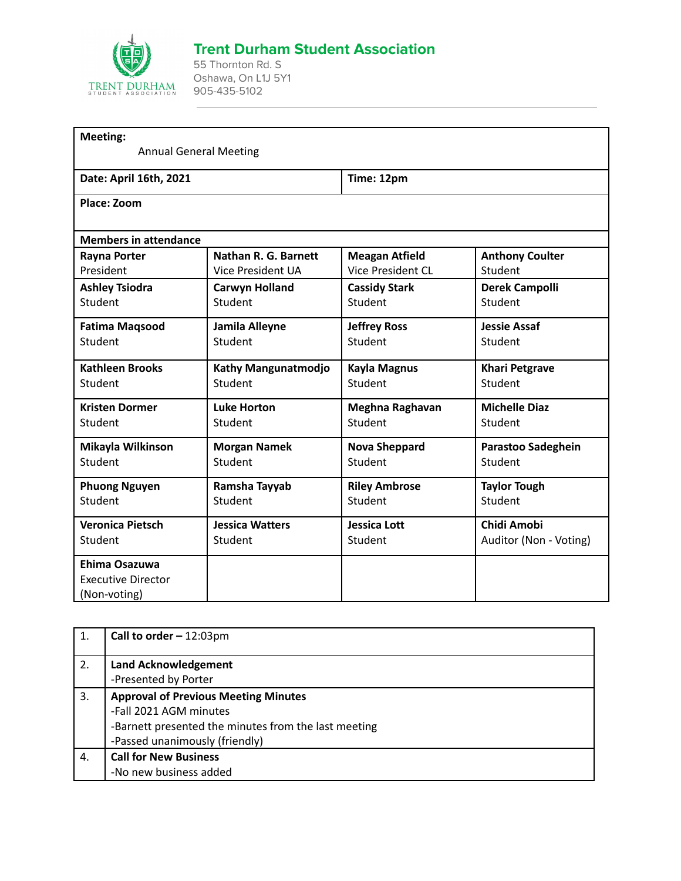# Trent Durham Student Association

55 Thornton Rd. S
Oshawa, On L1J 5Y1
905-435-5102

| **Meeting:** Annual General Meeting | | | |
|---|---|---|---|
| **Date: April 16th, 2021** | | **Time: 12pm** | |
| **Place: Zoom** | | | |
| **Members in attendance** | | | |
| **Rayna Porter** President | **Nathan R. G. Barnett** Vice President UA | **Meagan Atfield** Vice President CL | **Anthony Coulter** Student |
| **Ashley Tsiodra** Student | **Carwyn Holland** Student | **Cassidy Stark** Student | **Derek Campolli** Student |
| **Fatima Maqsood** Student | **Jamila Alleyne** Student | **Jeffrey Ross** Student | **Jessie Assaf** Student |
| **Kathleen Brooks** Student | **Kathy Mangunatmodjo** Student | **Kayla Magnus** Student | **Khari Petgrave** Student |
| **Kristen Dormer** Student | **Luke Horton** Student | **Meghna Raghavan** Student | **Michelle Diaz** Student |
| **Mikayla Wilkinson** Student | **Morgan Namek** Student | **Nova Sheppard** Student | **Parastoo Sadeghein** Student |
| **Phuong Nguyen** Student | **Ramsha Tayyab** Student | **Riley Ambrose** Student | **Taylor Tough** Student |
| **Veronica Pietsch** Student | **Jessica Watters** Student | **Jessica Lott** Student | **Chidi Amobi** Auditor (Non - Voting) |
| **Ehima Osazuwa** Executive Director (Non-voting) | | | |

| | |
|---|---|
| 1. | **Call to order –** 12:03pm |
| 2. | **Land Acknowledgement**<br>-Presented by Porter |
| 3. | **Approval of Previous Meeting Minutes**<br>-Fall 2021 AGM minutes<br>-Barnett presented the minutes from the last meeting<br>-Passed unanimously (friendly) |
| 4. | **Call for New Business**<br>-No new business added |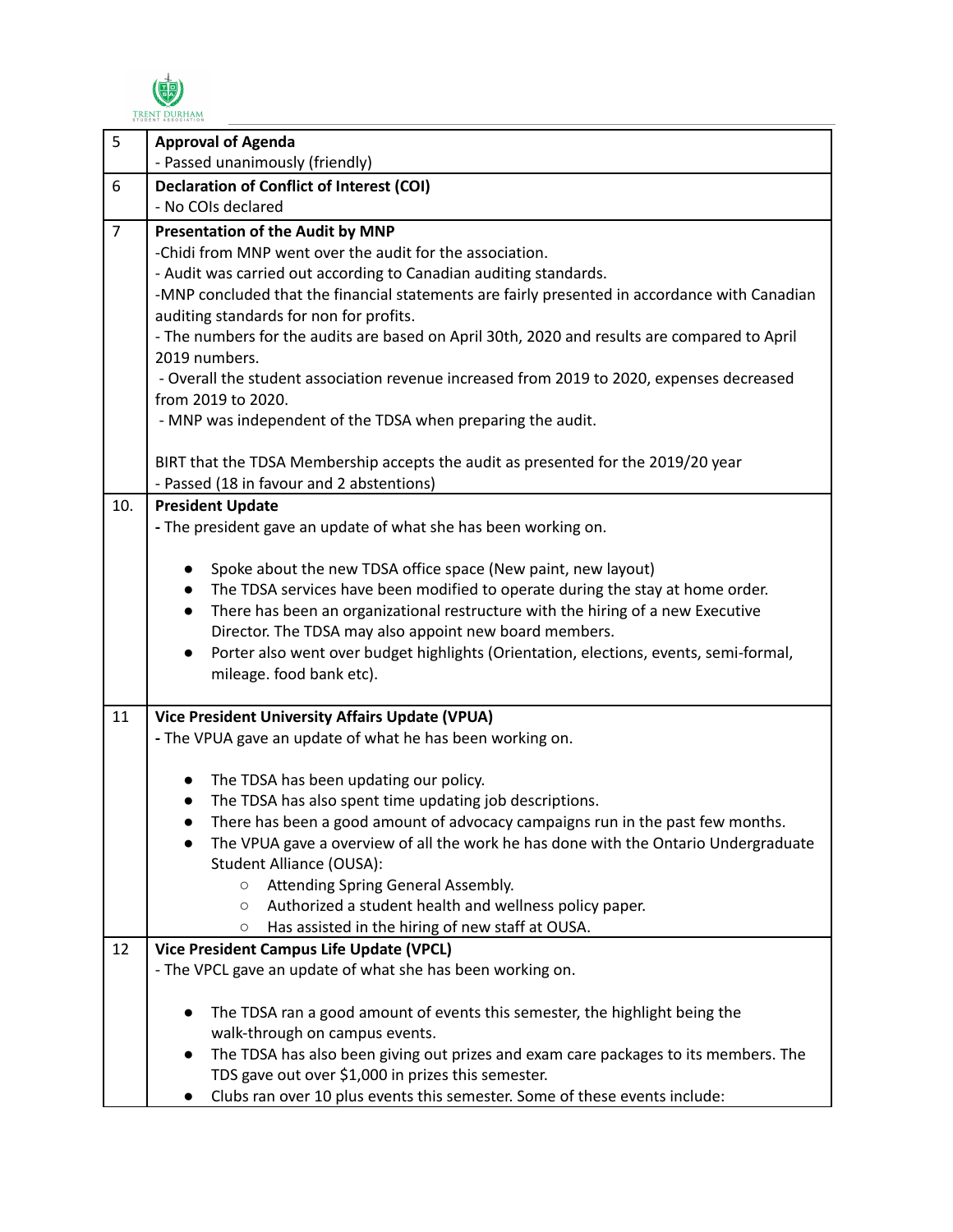| | |
|---|---|
| 5 | **Approval of Agenda**<br>- Passed unanimously (friendly) |
| 6 | **Declaration of Conflict of Interest (COI)**<br>- No COIs declared |
| 7 | **Presentation of the Audit by MNP**<br>-Chidi from MNP went over the audit for the association.<br>- Audit was carried out according to Canadian auditing standards.<br>-MNP concluded that the financial statements are fairly presented in accordance with Canadian auditing standards for non for profits.<br>- The numbers for the audits are based on April 30th, 2020 and results are compared to April 2019 numbers.<br>- Overall the student association revenue increased from 2019 to 2020, expenses decreased from 2019 to 2020.<br>- MNP was independent of the TDSA when preparing the audit.<br><br>BIRT that the TDSA Membership accepts the audit as presented for the 2019/20 year<br>- Passed (18 in favour and 2 abstentions) |
| 10. | **President Update**<br>- The president gave an update of what she has been working on.<br><br>• Spoke about the new TDSA office space (New paint, new layout)<br>• The TDSA services have been modified to operate during the stay at home order.<br>• There has been an organizational restructure with the hiring of a new Executive Director. The TDSA may also appoint new board members.<br>• Porter also went over budget highlights (Orientation, elections, events, semi-formal, mileage. food bank etc). |
| 11 | **Vice President University Affairs Update (VPUA)**<br>- The VPUA gave an update of what he has been working on.<br><br>• The TDSA has been updating our policy.<br>• The TDSA has also spent time updating job descriptions.<br>• There has been a good amount of advocacy campaigns run in the past few months.<br>• The VPUA gave a overview of all the work he has done with the Ontario Undergraduate Student Alliance (OUSA):<br>  ○ Attending Spring General Assembly.<br>  ○ Authorized a student health and wellness policy paper.<br>  ○ Has assisted in the hiring of new staff at OUSA. |
| 12 | **Vice President Campus Life Update (VPCL)**<br>- The VPCL gave an update of what she has been working on.<br><br>• The TDSA ran a good amount of events this semester, the highlight being the walk-through on campus events.<br>• The TDSA has also been giving out prizes and exam care packages to its members. The TDS gave out over $1,000 in prizes this semester.<br>• Clubs ran over 10 plus events this semester. Some of these events include: |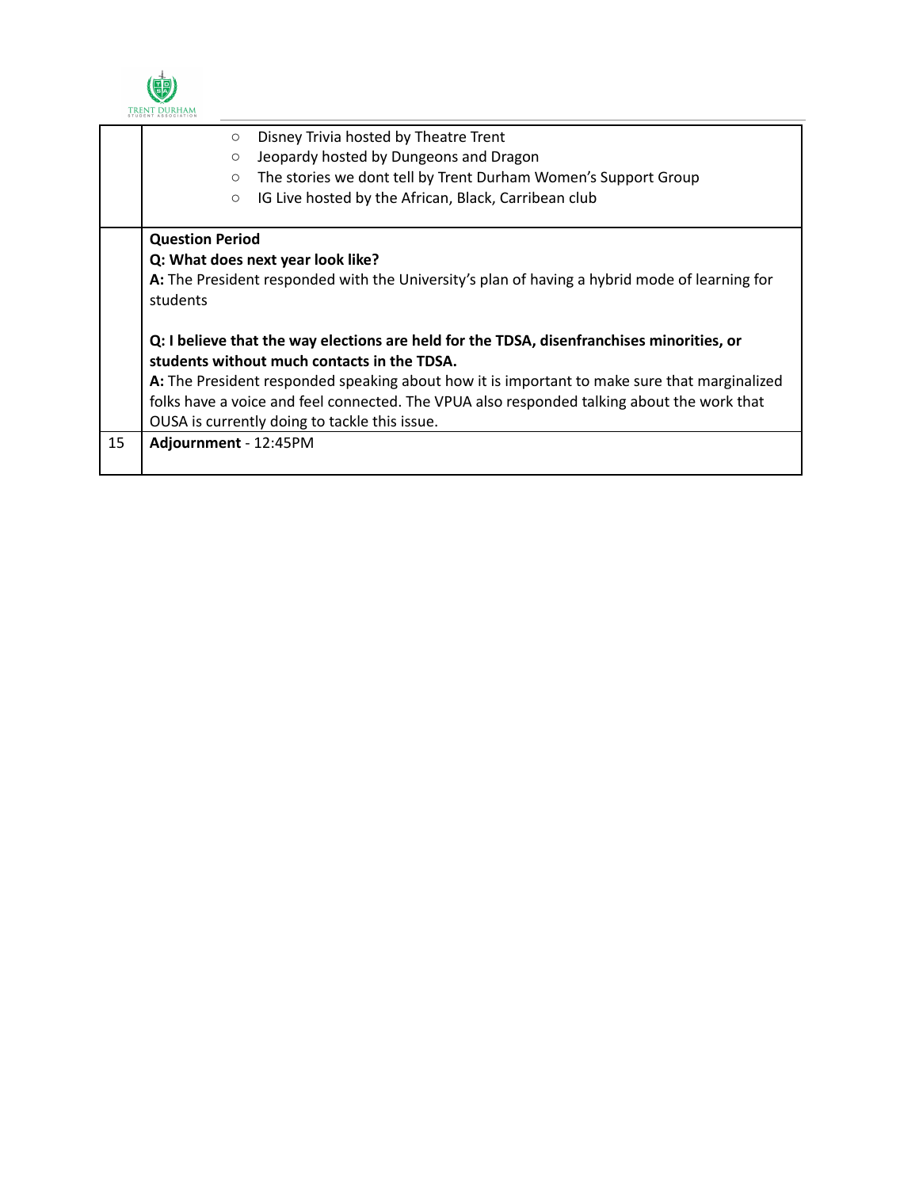| | |
|---|---|
| | ○ Disney Trivia hosted by Theatre Trent<br>○ Jeopardy hosted by Dungeons and Dragon<br>○ The stories we dont tell by Trent Durham Women's Support Group<br>○ IG Live hosted by the African, Black, Carribean club |
| | **Question Period**<br>**Q: What does next year look like?**<br>**A:** The President responded with the University's plan of having a hybrid mode of learning for students<br><br>**Q: I believe that the way elections are held for the TDSA, disenfranchises minorities, or students without much contacts in the TDSA.**<br>**A:** The President responded speaking about how it is important to make sure that marginalized folks have a voice and feel connected. The VPUA also responded talking about the work that OUSA is currently doing to tackle this issue. |
| 15 | **Adjournment** - 12:45PM |